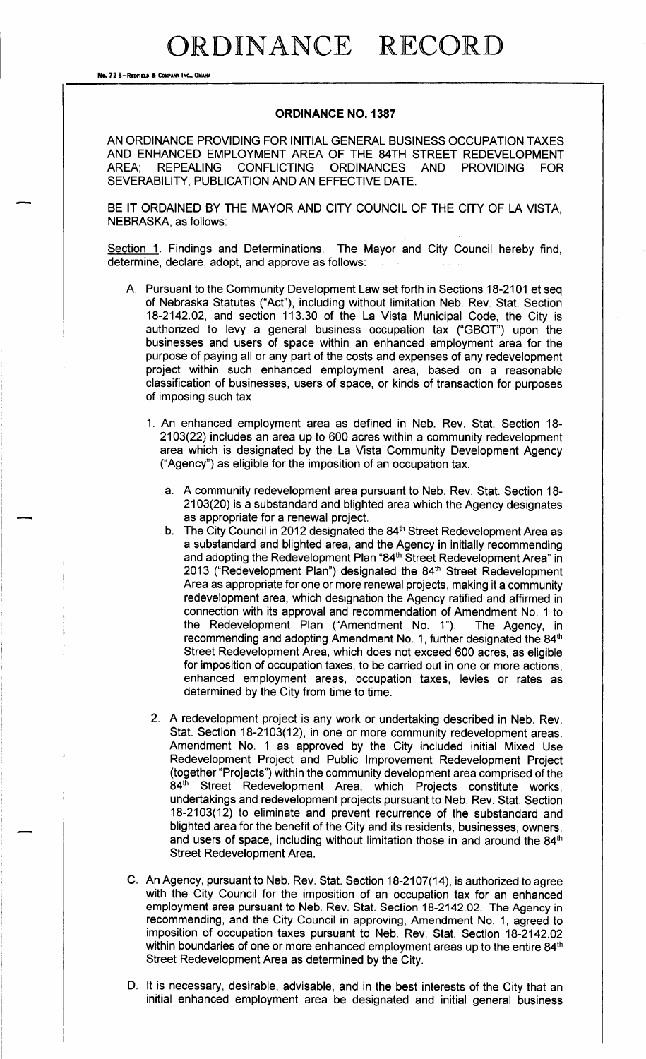# ORDINANCE RECORD

No. 72 8—REDFIELD & COMPANY INC., OMAHA

## ORDINANCE NO. 1387

AN ORDINANCE PROVIDING FOR INITIAL GENERAL BUSINESS OCCUPATION TAXES AND ENHANCED EMPLOYMENT AREA OF THE 84TH STREET REDEVELOPMENT AREA; REPEALING CONFLICTING ORDINANCES AND PROVIDING FOR SEVERABILITY, PUBLICATION AND AN EFFECTIVE DATE.

BE IT ORDAINED BY THE MAYOR AND CITY COUNCIL OF THE CITY OF LA VISTA, NEBRASKA, as follows:

Section 1. Findings and Determinations. The Mayor and City Council hereby find, determine, declare, adopt, and approve as follows:

A. Pursuant to the Community Development Law set forth in Sections 18-2101 et seq of Nebraska Statutes ("Act"), including without limitation Neb. Rev. Stat. Section 18-2142.02, and section 113.30 of the La Vista Municipal Code, the City is authorized to levy a general business occupation tax ("GBOT") upon the businesses and users of space within an enhanced employment area for the purpose of paying all or any part of the costs and expenses of any redevelopment project within such enhanced employment area, based on a reasonable classification of businesses, users of space, or kinds of transaction for purposes of imposing such tax.

   1. An enhanced employment area as defined in Neb. Rev. Stat. Section 18-2103(22) includes an area up to 600 acres within a community redevelopment area which is designated by the La Vista Community Development Agency ("Agency") as eligible for the imposition of an occupation tax.

      a. A community redevelopment area pursuant to Neb. Rev. Stat. Section 18-2103(20) is a substandard and blighted area which the Agency designates as appropriate for a renewal project.

      b. The City Council in 2012 designated the 84th Street Redevelopment Area as a substandard and blighted area, and the Agency in initially recommending and adopting the Redevelopment Plan "84th Street Redevelopment Area" in 2013 ("Redevelopment Plan") designated the 84th Street Redevelopment Area as appropriate for one or more renewal projects, making it a community redevelopment area, which designation the Agency ratified and affirmed in connection with its approval and recommendation of Amendment No. 1 to the Redevelopment Plan ("Amendment No. 1"). The Agency, in recommending and adopting Amendment No. 1, further designated the 84th Street Redevelopment Area, which does not exceed 600 acres, as eligible for imposition of occupation taxes, to be carried out in one or more actions, enhanced employment areas, occupation taxes, levies or rates as determined by the City from time to time.

   2. A redevelopment project is any work or undertaking described in Neb. Rev. Stat. Section 18-2103(12), in one or more community redevelopment areas. Amendment No. 1 as approved by the City included initial Mixed Use Redevelopment Project and Public Improvement Redevelopment Project (together "Projects") within the community development area comprised of the 84th Street Redevelopment Area, which Projects constitute works, undertakings and redevelopment projects pursuant to Neb. Rev. Stat. Section 18-2103(12) to eliminate and prevent recurrence of the substandard and blighted area for the benefit of the City and its residents, businesses, owners, and users of space, including without limitation those in and around the 84th Street Redevelopment Area.

C. An Agency, pursuant to Neb. Rev. Stat. Section 18-2107(14), is authorized to agree with the City Council for the imposition of an occupation tax for an enhanced employment area pursuant to Neb. Rev. Stat. Section 18-2142.02. The Agency in recommending, and the City Council in approving, Amendment No. 1, agreed to imposition of occupation taxes pursuant to Neb. Rev. Stat. Section 18-2142.02 within boundaries of one or more enhanced employment areas up to the entire 84th Street Redevelopment Area as determined by the City.

D. It is necessary, desirable, advisable, and in the best interests of the City that an initial enhanced employment area be designated and initial general business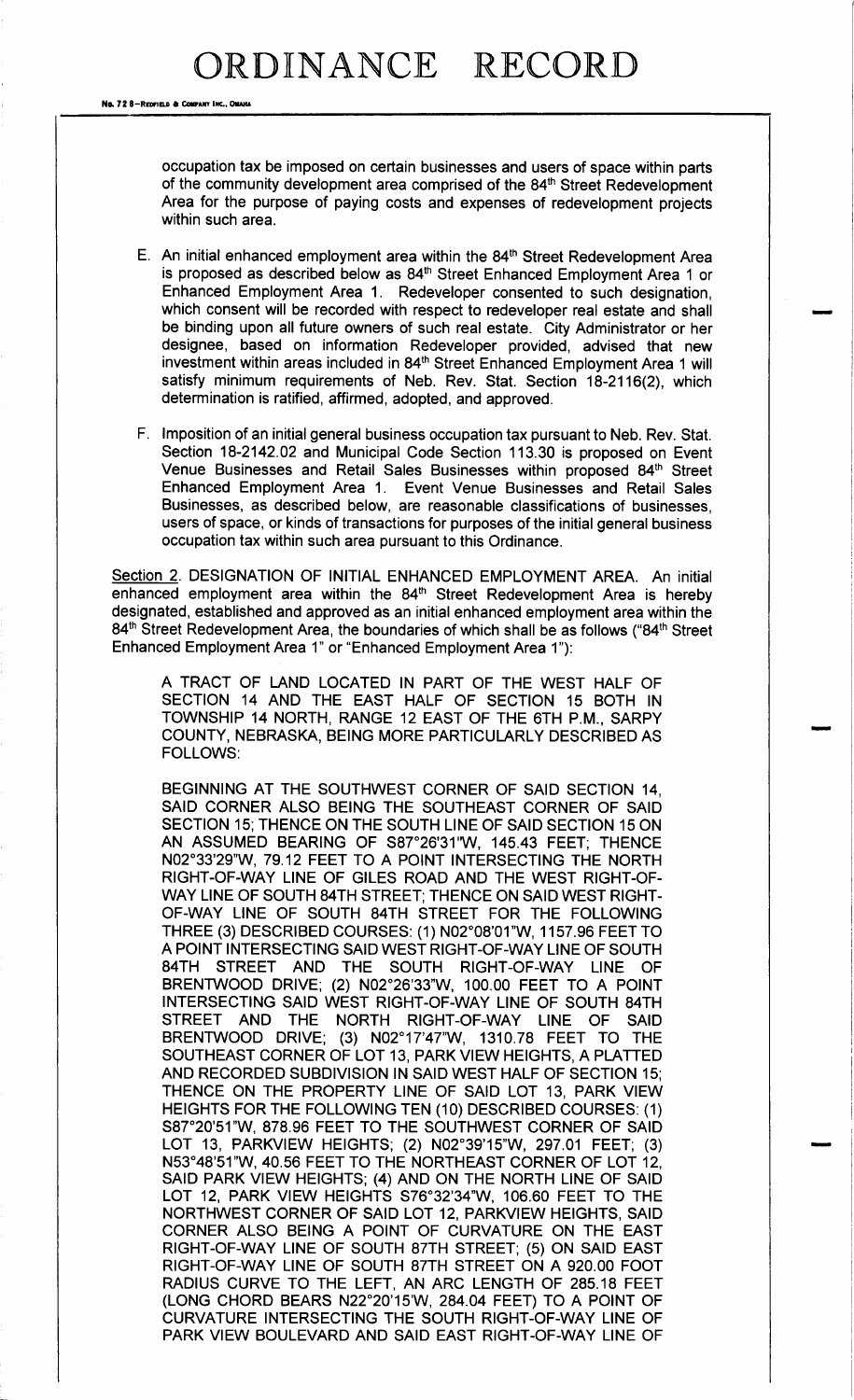occupation tax be imposed on certain businesses and users of space within parts of the community development area comprised of the 84th Street Redevelopment Area for the purpose of paying costs and expenses of redevelopment projects within such area.

E. An initial enhanced employment area within the 84th Street Redevelopment Area is proposed as described below as 84th Street Enhanced Employment Area 1 or Enhanced Employment Area 1. Redeveloper consented to such designation, which consent will be recorded with respect to redeveloper real estate and shall be binding upon all future owners of such real estate. City Administrator or her designee, based on information Redeveloper provided, advised that new investment within areas included in 84th Street Enhanced Employment Area 1 will satisfy minimum requirements of Neb. Rev. Stat. Section 18-2116(2), which determination is ratified, affirmed, adopted, and approved.

F. Imposition of an initial general business occupation tax pursuant to Neb. Rev. Stat. Section 18-2142.02 and Municipal Code Section 113.30 is proposed on Event Venue Businesses and Retail Sales Businesses within proposed 84th Street Enhanced Employment Area 1. Event Venue Businesses and Retail Sales Businesses, as described below, are reasonable classifications of businesses, users of space, or kinds of transactions for purposes of the initial general business occupation tax within such area pursuant to this Ordinance.

Section 2. DESIGNATION OF INITIAL ENHANCED EMPLOYMENT AREA. An initial enhanced employment area within the 84th Street Redevelopment Area is hereby designated, established and approved as an initial enhanced employment area within the 84th Street Redevelopment Area, the boundaries of which shall be as follows ("84th Street Enhanced Employment Area 1" or "Enhanced Employment Area 1"):

A TRACT OF LAND LOCATED IN PART OF THE WEST HALF OF SECTION 14 AND THE EAST HALF OF SECTION 15 BOTH IN TOWNSHIP 14 NORTH, RANGE 12 EAST OF THE 6TH P.M., SARPY COUNTY, NEBRASKA, BEING MORE PARTICULARLY DESCRIBED AS FOLLOWS:

BEGINNING AT THE SOUTHWEST CORNER OF SAID SECTION 14, SAID CORNER ALSO BEING THE SOUTHEAST CORNER OF SAID SECTION 15; THENCE ON THE SOUTH LINE OF SAID SECTION 15 ON AN ASSUMED BEARING OF S87°26'31"W, 145.43 FEET; THENCE N02°33'29"W, 79.12 FEET TO A POINT INTERSECTING THE NORTH RIGHT-OF-WAY LINE OF GILES ROAD AND THE WEST RIGHT-OF-WAY LINE OF SOUTH 84TH STREET; THENCE ON SAID WEST RIGHT-OF-WAY LINE OF SOUTH 84TH STREET FOR THE FOLLOWING THREE (3) DESCRIBED COURSES: (1) N02°08'01"W, 1157.96 FEET TO A POINT INTERSECTING SAID WEST RIGHT-OF-WAY LINE OF SOUTH 84TH STREET AND THE SOUTH RIGHT-OF-WAY LINE OF BRENTWOOD DRIVE; (2) N02°26'33"W, 100.00 FEET TO A POINT INTERSECTING SAID WEST RIGHT-OF-WAY LINE OF SOUTH 84TH STREET AND THE NORTH RIGHT-OF-WAY LINE OF SAID BRENTWOOD DRIVE; (3) N02°17'47"W, 1310.78 FEET TO THE SOUTHEAST CORNER OF LOT 13, PARK VIEW HEIGHTS, A PLATTED AND RECORDED SUBDIVISION IN SAID WEST HALF OF SECTION 15; THENCE ON THE PROPERTY LINE OF SAID LOT 13, PARK VIEW HEIGHTS FOR THE FOLLOWING TEN (10) DESCRIBED COURSES: (1) S87°20'51"W, 878.96 FEET TO THE SOUTHWEST CORNER OF SAID LOT 13, PARKVIEW HEIGHTS; (2) N02°39'15"W, 297.01 FEET; (3) N53°48'51"W, 40.56 FEET TO THE NORTHEAST CORNER OF LOT 12, SAID PARK VIEW HEIGHTS; (4) AND ON THE NORTH LINE OF SAID LOT 12, PARK VIEW HEIGHTS S76°32'34"W, 106.60 FEET TO THE NORTHWEST CORNER OF SAID LOT 12, PARKVIEW HEIGHTS, SAID CORNER ALSO BEING A POINT OF CURVATURE ON THE EAST RIGHT-OF-WAY LINE OF SOUTH 87TH STREET; (5) ON SAID EAST RIGHT-OF-WAY LINE OF SOUTH 87TH STREET ON A 920.00 FOOT RADIUS CURVE TO THE LEFT, AN ARC LENGTH OF 285.18 FEET (LONG CHORD BEARS N22°20'15'W, 284.04 FEET) TO A POINT OF CURVATURE INTERSECTING THE SOUTH RIGHT-OF-WAY LINE OF PARK VIEW BOULEVARD AND SAID EAST RIGHT-OF-WAY LINE OF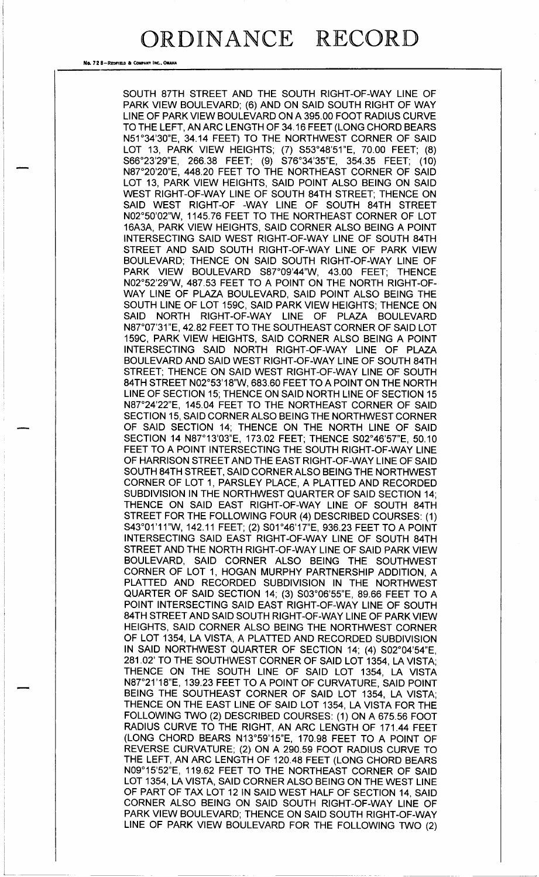SOUTH 87TH STREET AND THE SOUTH RIGHT-OF-WAY LINE OF PARK VIEW BOULEVARD; (6) AND ON SAID SOUTH RIGHT OF WAY LINE OF PARK VIEW BOULEVARD ON A 395.00 FOOT RADIUS CURVE TO THE LEFT, AN ARC LENGTH OF 34.16 FEET (LONG CHORD BEARS N51°34'30"E, 34.14 FEET) TO THE NORTHWEST CORNER OF SAID LOT 13, PARK VIEW HEIGHTS; (7) S53°48'51"E, 70.00 FEET; (8) S66°23'29"E, 266.38 FEET; (9) S76°34'35"E, 354.35 FEET; (10) N87°20'20"E, 448.20 FEET TO THE NORTHEAST CORNER OF SAID LOT 13, PARK VIEW HEIGHTS, SAID POINT ALSO BEING ON SAID WEST RIGHT-OF-WAY LINE OF SOUTH 84TH STREET; THENCE ON SAID WEST RIGHT-OF -WAY LINE OF SOUTH 84TH STREET N02°50'02"W, 1145.76 FEET TO THE NORTHEAST CORNER OF LOT 16A3A, PARK VIEW HEIGHTS, SAID CORNER ALSO BEING A POINT INTERSECTING SAID WEST RIGHT-OF-WAY LINE OF SOUTH 84TH STREET AND SAID SOUTH RIGHT-OF-WAY LINE OF PARK VIEW BOULEVARD; THENCE ON SAID SOUTH RIGHT-OF-WAY LINE OF PARK VIEW BOULEVARD S87°09'44"W, 43.00 FEET; THENCE N02°52'29"W, 487.53 FEET TO A POINT ON THE NORTH RIGHT-OF-WAY LINE OF PLAZA BOULEVARD, SAID POINT ALSO BEING THE SOUTH LINE OF LOT 159C, SAID PARK VIEW HEIGHTS; THENCE ON SAID NORTH RIGHT-OF-WAY LINE OF PLAZA BOULEVARD N87°07'31"E, 42.82 FEET TO THE SOUTHEAST CORNER OF SAID LOT 159C, PARK VIEW HEIGHTS, SAID CORNER ALSO BEING A POINT INTERSECTING SAID NORTH RIGHT-OF-WAY LINE OF PLAZA BOULEVARD AND SAID WEST RIGHT-OF-WAY LINE OF SOUTH 84TH STREET; THENCE ON SAID WEST RIGHT-OF-WAY LINE OF SOUTH 84TH STREET N02°53'18"W, 683.60 FEET TO A POINT ON THE NORTH LINE OF SECTION 15; THENCE ON SAID NORTH LINE OF SECTION 15 N87°24'22"E, 145.04 FEET TO THE NORTHEAST CORNER OF SAID SECTION 15, SAID CORNER ALSO BEING THE NORTHWEST CORNER OF SAID SECTION 14; THENCE ON THE NORTH LINE OF SAID SECTION 14 N87°13'03"E, 173.02 FEET; THENCE S02°46'57"E, 50.10 FEET TO A POINT INTERSECTING THE SOUTH RIGHT-OF-WAY LINE OF HARRISON STREET AND THE EAST RIGHT-OF-WAY LINE OF SAID SOUTH 84TH STREET, SAID CORNER ALSO BEING THE NORTHWEST CORNER OF LOT 1, PARSLEY PLACE, A PLATTED AND RECORDED SUBDIVISION IN THE NORTHWEST QUARTER OF SAID SECTION 14; THENCE ON SAID EAST RIGHT-OF-WAY LINE OF SOUTH 84TH STREET FOR THE FOLLOWING FOUR (4) DESCRIBED COURSES: (1) S43°01'11"W, 142.11 FEET; (2) S01°46'17"E, 936.23 FEET TO A POINT INTERSECTING SAID EAST RIGHT-OF-WAY LINE OF SOUTH 84TH STREET AND THE NORTH RIGHT-OF-WAY LINE OF SAID PARK VIEW BOULEVARD, SAID CORNER ALSO BEING THE SOUTHWEST CORNER OF LOT 1, HOGAN MURPHY PARTNERSHIP ADDITION, A PLATTED AND RECORDED SUBDIVISION IN THE NORTHWEST QUARTER OF SAID SECTION 14; (3) S03°06'55"E, 89.66 FEET TO A POINT INTERSECTING SAID EAST RIGHT-OF-WAY LINE OF SOUTH 84TH STREET AND SAID SOUTH RIGHT-OF-WAY LINE OF PARK VIEW HEIGHTS, SAID CORNER ALSO BEING THE NORTHWEST CORNER OF LOT 1354, LA VISTA, A PLATTED AND RECORDED SUBDIVISION IN SAID NORTHWEST QUARTER OF SECTION 14; (4) S02°04'54"E, 281.02' TO THE SOUTHWEST CORNER OF SAID LOT 1354, LA VISTA; THENCE ON THE SOUTH LINE OF SAID LOT 1354, LA VISTA N87°21'18"E, 139.23 FEET TO A POINT OF CURVATURE, SAID POINT BEING THE SOUTHEAST CORNER OF SAID LOT 1354, LA VISTA; THENCE ON THE EAST LINE OF SAID LOT 1354, LA VISTA FOR THE FOLLOWING TWO (2) DESCRIBED COURSES: (1) ON A 675.56 FOOT RADIUS CURVE TO THE RIGHT, AN ARC LENGTH OF 171.44 FEET (LONG CHORD BEARS N13°59'15"E, 170.98 FEET TO A POINT OF REVERSE CURVATURE; (2) ON A 290.59 FOOT RADIUS CURVE TO THE LEFT, AN ARC LENGTH OF 120.48 FEET (LONG CHORD BEARS N09°15'52"E, 119.62 FEET TO THE NORTHEAST CORNER OF SAID LOT 1354, LA VISTA, SAID CORNER ALSO BEING ON THE WEST LINE OF PART OF TAX LOT 12 IN SAID WEST HALF OF SECTION 14, SAID CORNER ALSO BEING ON SAID SOUTH RIGHT-OF-WAY LINE OF PARK VIEW BOULEVARD; THENCE ON SAID SOUTH RIGHT-OF-WAY LINE OF PARK VIEW BOULEVARD FOR THE FOLLOWING TWO (2)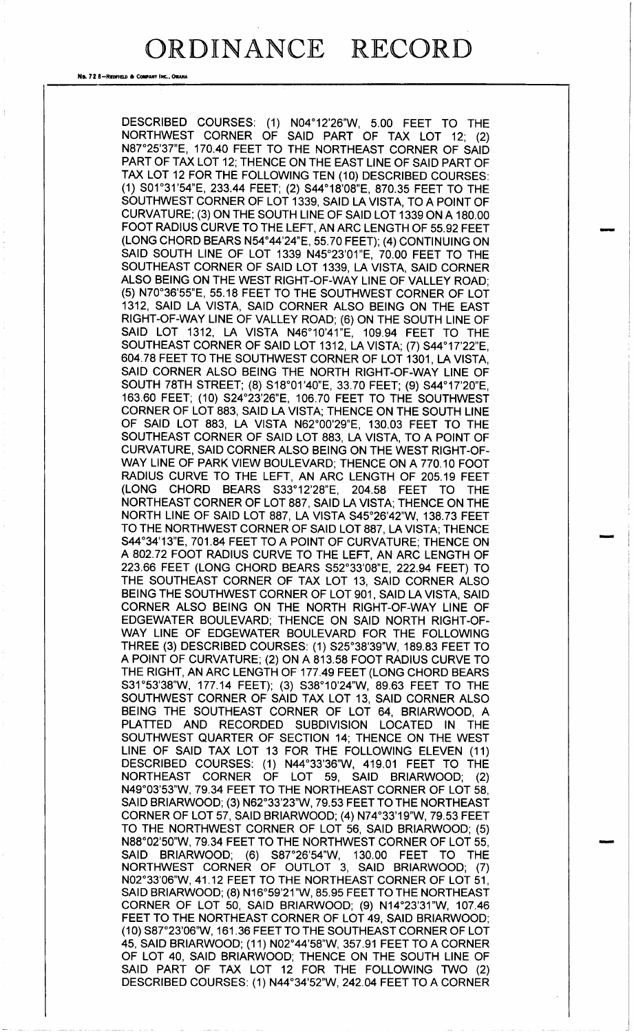DESCRIBED COURSES: (1) N04°12'26"W, 5.00 FEET TO THE NORTHWEST CORNER OF SAID PART OF TAX LOT 12; (2) N87°25'37"E, 170.40 FEET TO THE NORTHEAST CORNER OF SAID PART OF TAX LOT 12; THENCE ON THE EAST LINE OF SAID PART OF TAX LOT 12 FOR THE FOLLOWING TEN (10) DESCRIBED COURSES: (1) S01°31'54"E, 233.44 FEET; (2) S44°18'08"E, 870.35 FEET TO THE SOUTHWEST CORNER OF LOT 1339, SAID LA VISTA, TO A POINT OF CURVATURE; (3) ON THE SOUTH LINE OF SAID LOT 1339 ON A 180.00 FOOT RADIUS CURVE TO THE LEFT, AN ARC LENGTH OF 55.92 FEET (LONG CHORD BEARS N54°44'24"E, 55.70 FEET); (4) CONTINUING ON SAID SOUTH LINE OF LOT 1339 N45°23'01"E, 70.00 FEET TO THE SOUTHEAST CORNER OF SAID LOT 1339, LA VISTA, SAID CORNER ALSO BEING ON THE WEST RIGHT-OF-WAY LINE OF VALLEY ROAD; (5) N70°36'55"E, 55.18 FEET TO THE SOUTHWEST CORNER OF LOT 1312, SAID LA VISTA, SAID CORNER ALSO BEING ON THE EAST RIGHT-OF-WAY LINE OF VALLEY ROAD; (6) ON THE SOUTH LINE OF SAID LOT 1312, LA VISTA N46°10'41"E, 109.94 FEET TO THE SOUTHEAST CORNER OF SAID LOT 1312, LA VISTA; (7) S44°17'22"E, 604.78 FEET TO THE SOUTHWEST CORNER OF LOT 1301, LA VISTA, SAID CORNER ALSO BEING THE NORTH RIGHT-OF-WAY LINE OF SOUTH 78TH STREET; (8) S18°01'40"E, 33.70 FEET; (9) S44°17'20"E, 163.60 FEET; (10) S24°23'26"E, 106.70 FEET TO THE SOUTHWEST CORNER OF LOT 883, SAID LA VISTA; THENCE ON THE SOUTH LINE OF SAID LOT 883, LA VISTA N62°00'29"E, 130.03 FEET TO THE SOUTHEAST CORNER OF SAID LOT 883, LA VISTA, TO A POINT OF CURVATURE, SAID CORNER ALSO BEING ON THE WEST RIGHT-OF-WAY LINE OF PARK VIEW BOULEVARD; THENCE ON A 770.10 FOOT RADIUS CURVE TO THE LEFT, AN ARC LENGTH OF 205.19 FEET (LONG CHORD BEARS S33°12'28"E, 204.58 FEET TO THE NORTHEAST CORNER OF LOT 887, SAID LA VISTA; THENCE ON THE NORTH LINE OF SAID LOT 887, LA VISTA S45°26'42"W, 138.73 FEET TO THE NORTHWEST CORNER OF SAID LOT 887, LA VISTA; THENCE S44°34'13"E, 701.84 FEET TO A POINT OF CURVATURE; THENCE ON A 802.72 FOOT RADIUS CURVE TO THE LEFT, AN ARC LENGTH OF 223.66 FEET (LONG CHORD BEARS S52°33'08"E, 222.94 FEET) TO THE SOUTHEAST CORNER OF TAX LOT 13, SAID CORNER ALSO BEING THE SOUTHWEST CORNER OF LOT 901, SAID LA VISTA, SAID CORNER ALSO BEING ON THE NORTH RIGHT-OF-WAY LINE OF EDGEWATER BOULEVARD; THENCE ON SAID NORTH RIGHT-OF-WAY LINE OF EDGEWATER BOULEVARD FOR THE FOLLOWING THREE (3) DESCRIBED COURSES: (1) S25°38'39"W, 189.83 FEET TO A POINT OF CURVATURE; (2) ON A 813.58 FOOT RADIUS CURVE TO THE RIGHT, AN ARC LENGTH OF 177.49 FEET (LONG CHORD BEARS S31°53'38"W, 177.14 FEET); (3) S38°10'24"W, 89.63 FEET TO THE SOUTHWEST CORNER OF SAID TAX LOT 13, SAID CORNER ALSO BEING THE SOUTHEAST CORNER OF LOT 64, BRIARWOOD, A PLATTED AND RECORDED SUBDIVISION LOCATED IN THE SOUTHWEST QUARTER OF SECTION 14; THENCE ON THE WEST LINE OF SAID TAX LOT 13 FOR THE FOLLOWING ELEVEN (11) DESCRIBED COURSES: (1) N44°33'36"W, 419.01 FEET TO THE NORTHEAST CORNER OF LOT 59, SAID BRIARWOOD; (2) N49°03'53"W, 79.34 FEET TO THE NORTHEAST CORNER OF LOT 58, SAID BRIARWOOD; (3) N62°33'23"W, 79.53 FEET TO THE NORTHEAST CORNER OF LOT 57, SAID BRIARWOOD; (4) N74°33'19"W, 79.53 FEET TO THE NORTHWEST CORNER OF LOT 56, SAID BRIARWOOD; (5) N88°02'50"W, 79.34 FEET TO THE NORTHWEST CORNER OF LOT 55, SAID BRIARWOOD; (6) S87°26'54"W, 130.00 FEET TO THE NORTHWEST CORNER OF OUTLOT 3, SAID BRIARWOOD; (7) N02°33'06"W, 41.12 FEET TO THE NORTHEAST CORNER OF LOT 51, SAID BRIARWOOD; (8) N16°59'21"W, 85.95 FEET TO THE NORTHEAST CORNER OF LOT 50, SAID BRIARWOOD; (9) N14°23'31"W, 107.46 FEET TO THE NORTHEAST CORNER OF LOT 49, SAID BRIARWOOD; (10) S87°23'06"W, 161.36 FEET TO THE SOUTHEAST CORNER OF LOT 45, SAID BRIARWOOD; (11) N02°44'58"W, 357.91 FEET TO A CORNER OF LOT 40, SAID BRIARWOOD; THENCE ON THE SOUTH LINE OF SAID PART OF TAX LOT 12 FOR THE FOLLOWING TWO (2) DESCRIBED COURSES: (1) N44°34'52"W, 242.04 FEET TO A CORNER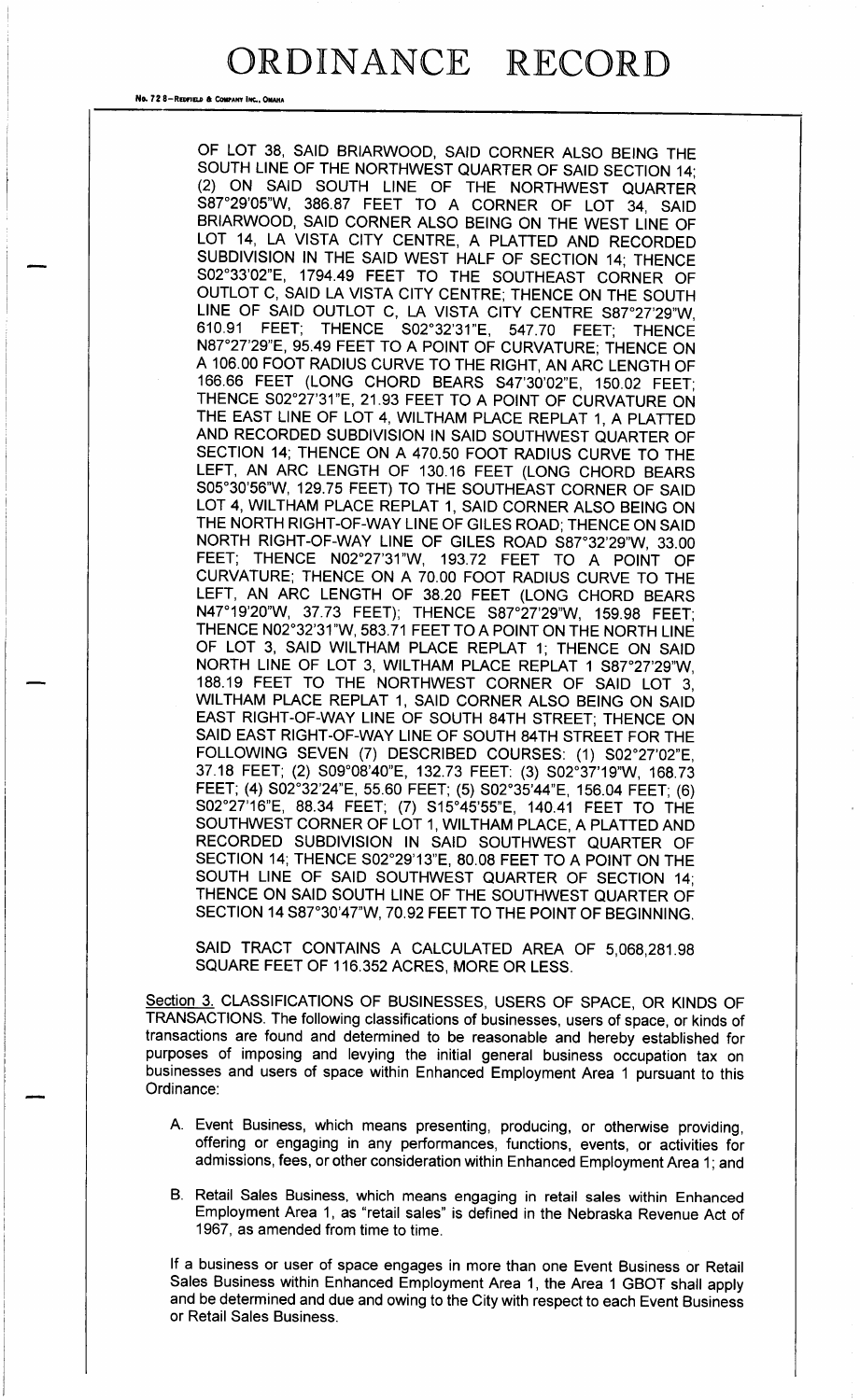OF LOT 38, SAID BRIARWOOD, SAID CORNER ALSO BEING THE SOUTH LINE OF THE NORTHWEST QUARTER OF SAID SECTION 14; (2) ON SAID SOUTH LINE OF THE NORTHWEST QUARTER S87°29'05"W, 386.87 FEET TO A CORNER OF LOT 34, SAID BRIARWOOD, SAID CORNER ALSO BEING ON THE WEST LINE OF LOT 14, LA VISTA CITY CENTRE, A PLATTED AND RECORDED SUBDIVISION IN THE SAID WEST HALF OF SECTION 14; THENCE S02°33'02"E, 1794.49 FEET TO THE SOUTHEAST CORNER OF OUTLOT C, SAID LA VISTA CITY CENTRE; THENCE ON THE SOUTH LINE OF SAID OUTLOT C, LA VISTA CITY CENTRE S87°27'29"W, 610.91 FEET; THENCE S02°32'31"E, 547.70 FEET; THENCE N87°27'29"E, 95.49 FEET TO A POINT OF CURVATURE; THENCE ON A 106.00 FOOT RADIUS CURVE TO THE RIGHT, AN ARC LENGTH OF 166.66 FEET (LONG CHORD BEARS S47'30'02"E, 150.02 FEET; THENCE S02°27'31"E, 21.93 FEET TO A POINT OF CURVATURE ON THE EAST LINE OF LOT 4, WILTHAM PLACE REPLAT 1, A PLATTED AND RECORDED SUBDIVISION IN SAID SOUTHWEST QUARTER OF SECTION 14; THENCE ON A 470.50 FOOT RADIUS CURVE TO THE LEFT, AN ARC LENGTH OF 130.16 FEET (LONG CHORD BEARS S05°30'56"W, 129.75 FEET) TO THE SOUTHEAST CORNER OF SAID LOT 4, WILTHAM PLACE REPLAT 1, SAID CORNER ALSO BEING ON THE NORTH RIGHT-OF-WAY LINE OF GILES ROAD; THENCE ON SAID NORTH RIGHT-OF-WAY LINE OF GILES ROAD S87°32'29"W, 33.00 FEET; THENCE N02°27'31"W, 193.72 FEET TO A POINT OF CURVATURE; THENCE ON A 70.00 FOOT RADIUS CURVE TO THE LEFT, AN ARC LENGTH OF 38.20 FEET (LONG CHORD BEARS N47°19'20"W, 37.73 FEET); THENCE S87°27'29"W, 159.98 FEET; THENCE N02°32'31"W, 583.71 FEET TO A POINT ON THE NORTH LINE OF LOT 3, SAID WILTHAM PLACE REPLAT 1; THENCE ON SAID NORTH LINE OF LOT 3, WILTHAM PLACE REPLAT 1 S87°27'29"W, 188.19 FEET TO THE NORTHWEST CORNER OF SAID LOT 3, WILTHAM PLACE REPLAT 1, SAID CORNER ALSO BEING ON SAID EAST RIGHT-OF-WAY LINE OF SOUTH 84TH STREET; THENCE ON SAID EAST RIGHT-OF-WAY LINE OF SOUTH 84TH STREET FOR THE FOLLOWING SEVEN (7) DESCRIBED COURSES: (1) S02°27'02"E, 37.18 FEET; (2) S09°08'40"E, 132.73 FEET: (3) S02°37'19"W, 168.73 FEET; (4) S02°32'24"E, 55.60 FEET; (5) S02°35'44"E, 156.04 FEET; (6) S02°27'16"E, 88.34 FEET; (7) S15°45'55"E, 140.41 FEET TO THE SOUTHWEST CORNER OF LOT 1, WILTHAM PLACE, A PLATTED AND RECORDED SUBDIVISION IN SAID SOUTHWEST QUARTER OF SECTION 14; THENCE S02°29'13"E, 80.08 FEET TO A POINT ON THE SOUTH LINE OF SAID SOUTHWEST QUARTER OF SECTION 14; THENCE ON SAID SOUTH LINE OF THE SOUTHWEST QUARTER OF SECTION 14 S87°30'47"W, 70.92 FEET TO THE POINT OF BEGINNING.

SAID TRACT CONTAINS A CALCULATED AREA OF 5,068,281.98 SQUARE FEET OF 116.352 ACRES, MORE OR LESS.

Section 3. CLASSIFICATIONS OF BUSINESSES, USERS OF SPACE, OR KINDS OF TRANSACTIONS. The following classifications of businesses, users of space, or kinds of transactions are found and determined to be reasonable and hereby established for purposes of imposing and levying the initial general business occupation tax on businesses and users of space within Enhanced Employment Area 1 pursuant to this Ordinance:

A. Event Business, which means presenting, producing, or otherwise providing, offering or engaging in any performances, functions, events, or activities for admissions, fees, or other consideration within Enhanced Employment Area 1; and

B. Retail Sales Business, which means engaging in retail sales within Enhanced Employment Area 1, as "retail sales" is defined in the Nebraska Revenue Act of 1967, as amended from time to time.

If a business or user of space engages in more than one Event Business or Retail Sales Business within Enhanced Employment Area 1, the Area 1 GBOT shall apply and be determined and due and owing to the City with respect to each Event Business or Retail Sales Business.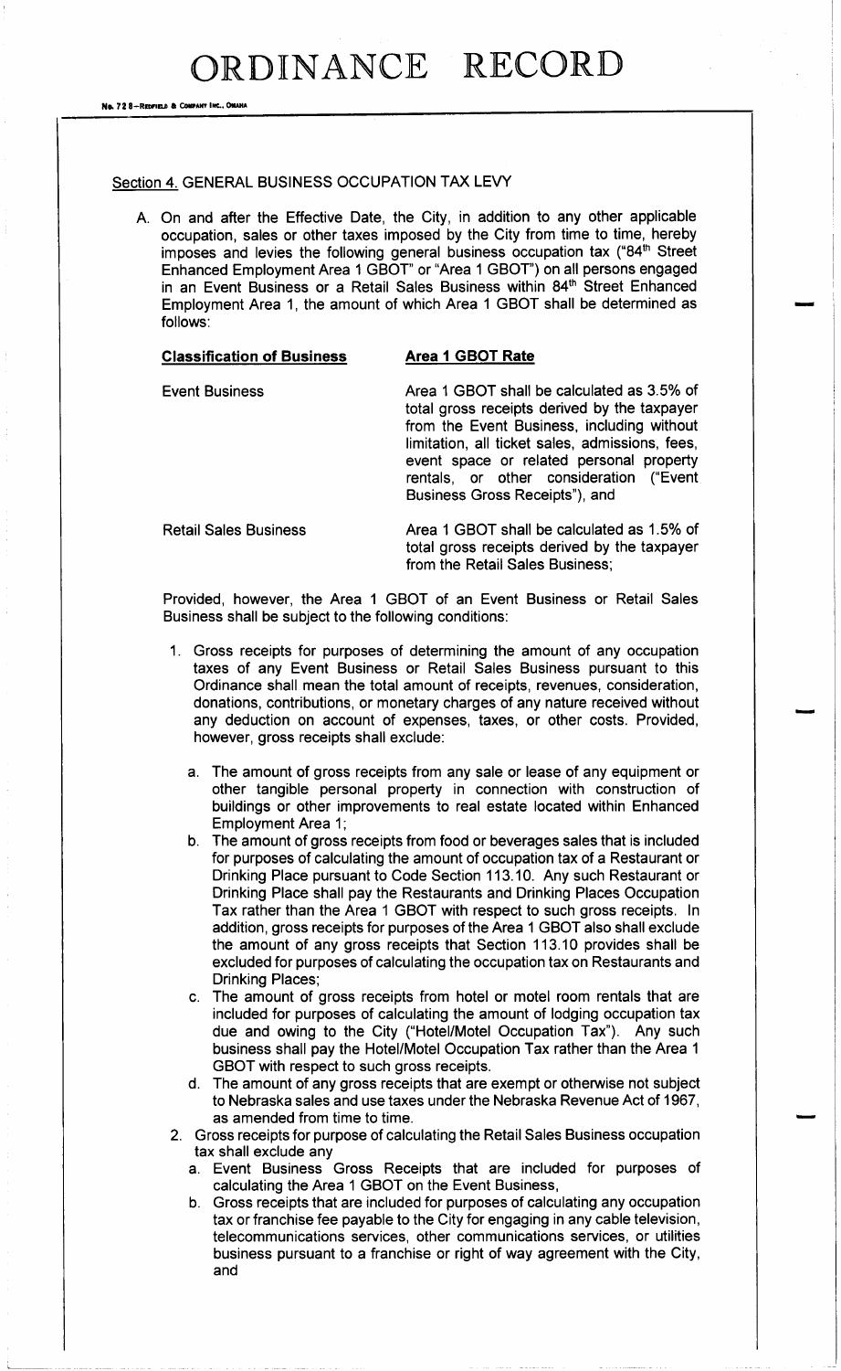Section 4. GENERAL BUSINESS OCCUPATION TAX LEVY

A. On and after the Effective Date, the City, in addition to any other applicable occupation, sales or other taxes imposed by the City from time to time, hereby imposes and levies the following general business occupation tax ("84th Street Enhanced Employment Area 1 GBOT" or "Area 1 GBOT") on all persons engaged in an Event Business or a Retail Sales Business within 84th Street Enhanced Employment Area 1, the amount of which Area 1 GBOT shall be determined as follows:

| **Classification of Business** | **Area 1 GBOT Rate** |
|---|---|
| Event Business | Area 1 GBOT shall be calculated as 3.5% of total gross receipts derived by the taxpayer from the Event Business, including without limitation, all ticket sales, admissions, fees, event space or related personal property rentals, or other consideration ("Event Business Gross Receipts"), and |
| Retail Sales Business | Area 1 GBOT shall be calculated as 1.5% of total gross receipts derived by the taxpayer from the Retail Sales Business; |

Provided, however, the Area 1 GBOT of an Event Business or Retail Sales Business shall be subject to the following conditions:

1. Gross receipts for purposes of determining the amount of any occupation taxes of any Event Business or Retail Sales Business pursuant to this Ordinance shall mean the total amount of receipts, revenues, consideration, donations, contributions, or monetary charges of any nature received without any deduction on account of expenses, taxes, or other costs. Provided, however, gross receipts shall exclude:
   a. The amount of gross receipts from any sale or lease of any equipment or other tangible personal property in connection with construction of buildings or other improvements to real estate located within Enhanced Employment Area 1;
   b. The amount of gross receipts from food or beverages sales that is included for purposes of calculating the amount of occupation tax of a Restaurant or Drinking Place pursuant to Code Section 113.10. Any such Restaurant or Drinking Place shall pay the Restaurants and Drinking Places Occupation Tax rather than the Area 1 GBOT with respect to such gross receipts. In addition, gross receipts for purposes of the Area 1 GBOT also shall exclude the amount of any gross receipts that Section 113.10 provides shall be excluded for purposes of calculating the occupation tax on Restaurants and Drinking Places;
   c. The amount of gross receipts from hotel or motel room rentals that are included for purposes of calculating the amount of lodging occupation tax due and owing to the City ("Hotel/Motel Occupation Tax"). Any such business shall pay the Hotel/Motel Occupation Tax rather than the Area 1 GBOT with respect to such gross receipts.
   d. The amount of any gross receipts that are exempt or otherwise not subject to Nebraska sales and use taxes under the Nebraska Revenue Act of 1967, as amended from time to time.
2. Gross receipts for purpose of calculating the Retail Sales Business occupation tax shall exclude any
   a. Event Business Gross Receipts that are included for purposes of calculating the Area 1 GBOT on the Event Business,
   b. Gross receipts that are included for purposes of calculating any occupation tax or franchise fee payable to the City for engaging in any cable television, telecommunications services, other communications services, or utilities business pursuant to a franchise or right of way agreement with the City, and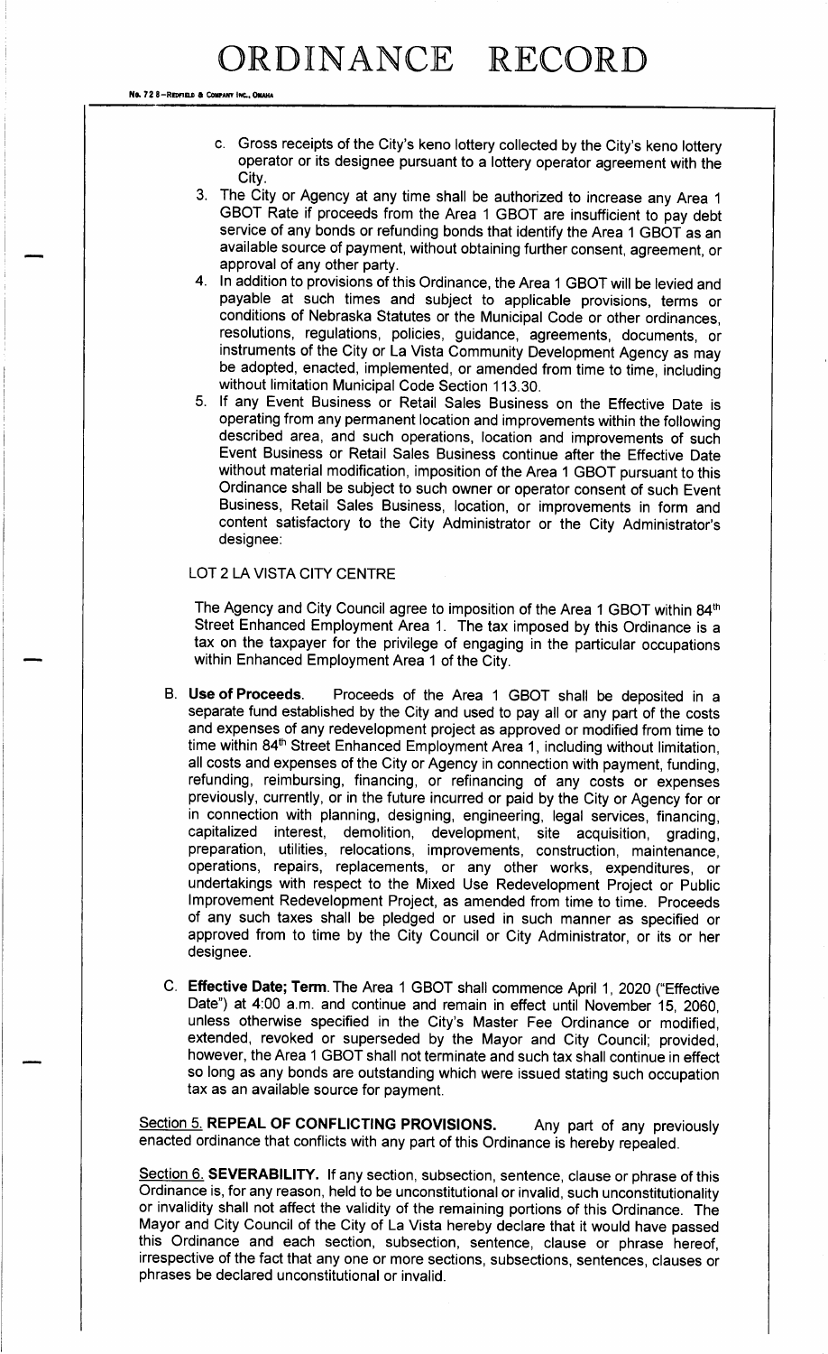c. Gross receipts of the City's keno lottery collected by the City's keno lottery operator or its designee pursuant to a lottery operator agreement with the City.

3. The City or Agency at any time shall be authorized to increase any Area 1 GBOT Rate if proceeds from the Area 1 GBOT are insufficient to pay debt service of any bonds or refunding bonds that identify the Area 1 GBOT as an available source of payment, without obtaining further consent, agreement, or approval of any other party.
4. In addition to provisions of this Ordinance, the Area 1 GBOT will be levied and payable at such times and subject to applicable provisions, terms or conditions of Nebraska Statutes or the Municipal Code or other ordinances, resolutions, regulations, policies, guidance, agreements, documents, or instruments of the City or La Vista Community Development Agency as may be adopted, enacted, implemented, or amended from time to time, including without limitation Municipal Code Section 113.30.
5. If any Event Business or Retail Sales Business on the Effective Date is operating from any permanent location and improvements within the following described area, and such operations, location and improvements of such Event Business or Retail Sales Business continue after the Effective Date without material modification, imposition of the Area 1 GBOT pursuant to this Ordinance shall be subject to such owner or operator consent of such Event Business, Retail Sales Business, location, or improvements in form and content satisfactory to the City Administrator or the City Administrator's designee:

LOT 2 LA VISTA CITY CENTRE

The Agency and City Council agree to imposition of the Area 1 GBOT within 84th Street Enhanced Employment Area 1. The tax imposed by this Ordinance is a tax on the taxpayer for the privilege of engaging in the particular occupations within Enhanced Employment Area 1 of the City.

B. **Use of Proceeds**. Proceeds of the Area 1 GBOT shall be deposited in a separate fund established by the City and used to pay all or any part of the costs and expenses of any redevelopment project as approved or modified from time to time within 84th Street Enhanced Employment Area 1, including without limitation, all costs and expenses of the City or Agency in connection with payment, funding, refunding, reimbursing, financing, or refinancing of any costs or expenses previously, currently, or in the future incurred or paid by the City or Agency for or in connection with planning, designing, engineering, legal services, financing, capitalized interest, demolition, development, site acquisition, grading, preparation, utilities, relocations, improvements, construction, maintenance, operations, repairs, replacements, or any other works, expenditures, or undertakings with respect to the Mixed Use Redevelopment Project or Public Improvement Redevelopment Project, as amended from time to time. Proceeds of any such taxes shall be pledged or used in such manner as specified or approved from to time by the City Council or City Administrator, or its or her designee.

C. **Effective Date; Term**. The Area 1 GBOT shall commence April 1, 2020 ("Effective Date") at 4:00 a.m. and continue and remain in effect until November 15, 2060, unless otherwise specified in the City's Master Fee Ordinance or modified, extended, revoked or superseded by the Mayor and City Council; provided, however, the Area 1 GBOT shall not terminate and such tax shall continue in effect so long as any bonds are outstanding which were issued stating such occupation tax as an available source for payment.

Section 5. **REPEAL OF CONFLICTING PROVISIONS.** Any part of any previously enacted ordinance that conflicts with any part of this Ordinance is hereby repealed.

Section 6. **SEVERABILITY.** If any section, subsection, sentence, clause or phrase of this Ordinance is, for any reason, held to be unconstitutional or invalid, such unconstitutionality or invalidity shall not affect the validity of the remaining portions of this Ordinance. The Mayor and City Council of the City of La Vista hereby declare that it would have passed this Ordinance and each section, subsection, sentence, clause or phrase hereof, irrespective of the fact that any one or more sections, subsections, sentences, clauses or phrases be declared unconstitutional or invalid.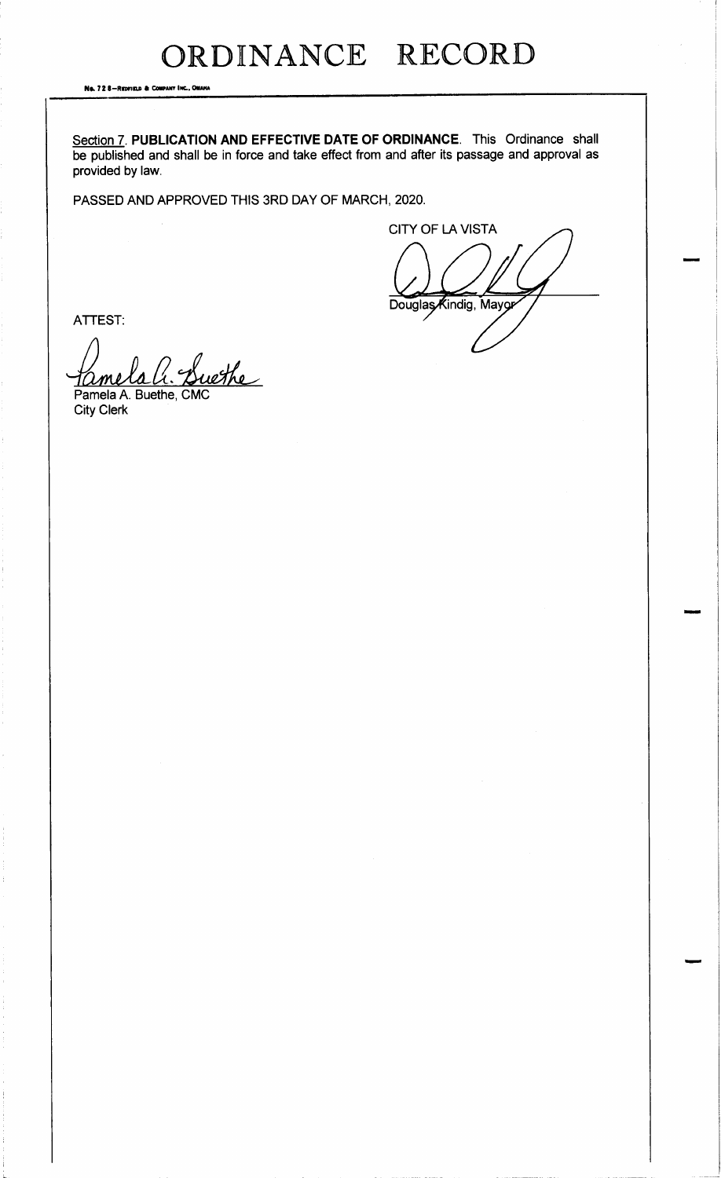# ORDINANCE RECORD

No. 72 8—REDFIELD & COMPANY INC., OMAHA

Section 7. **PUBLICATION AND EFFECTIVE DATE OF ORDINANCE**. This Ordinance shall be published and shall be in force and take effect from and after its passage and approval as provided by law.

PASSED AND APPROVED THIS 3RD DAY OF MARCH, 2020.

CITY OF LA VISTA

Douglas Kindig, Mayor

ATTEST:

Pamela A. Buethe, CMC
City Clerk